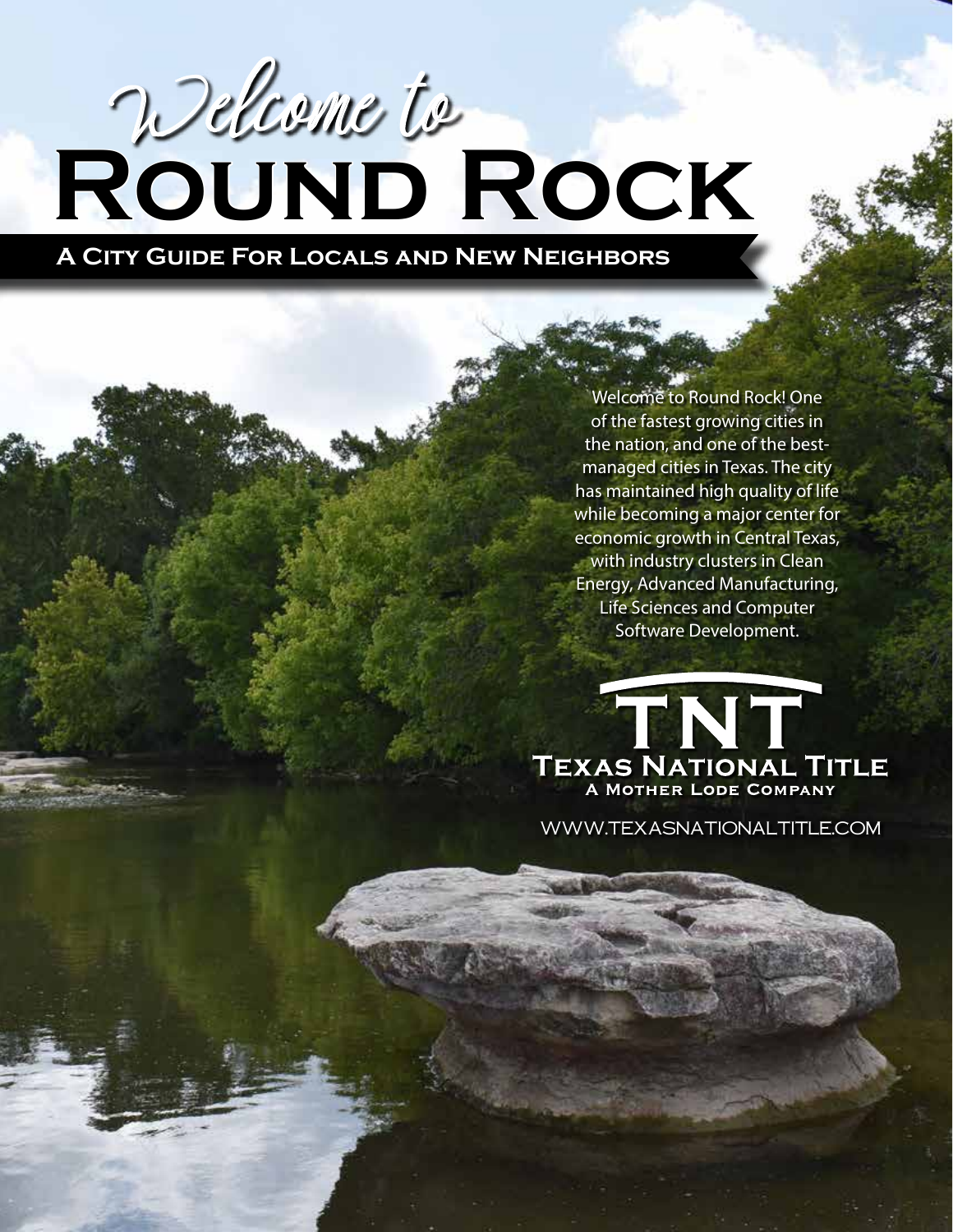# *Welcome to* Round Rock

## A City Guide For Locals and New Neighbors

Welcome to Round Rock! One of the fastest growing cities in the nation, and one of the best-managed cities in Texas. The city has maintained high quality of life while becoming a major center for economic growth in Central Texas, with industry clusters in Clean Energy, Advanced Manufacturing, Life Sciences and Computer Software Development.

**TNT**
**Texas National Title**
**A Mother Lode Company**

WWW.TEXASNATIONALTITLE.COM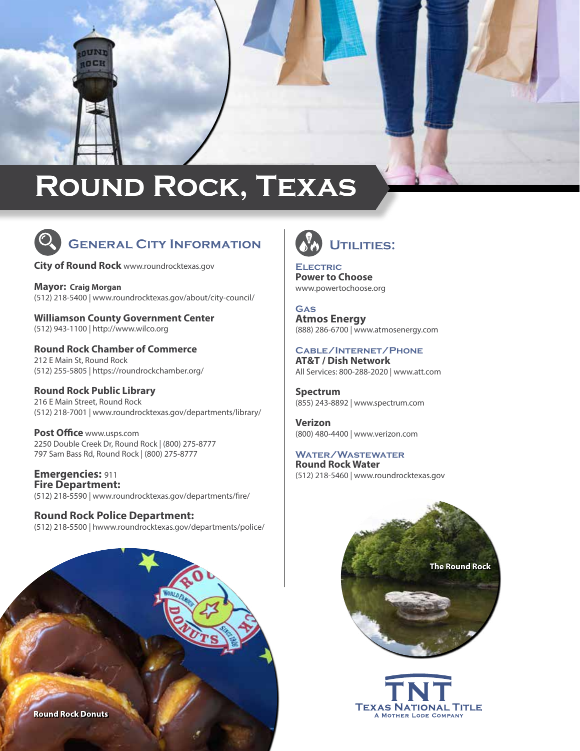# Round Rock, Texas

## General City Information

**City of Round Rock** www.roundrocktexas.gov

**Mayor: Craig Morgan**
(512) 218-5400 | www.roundrocktexas.gov/about/city-council/

**Williamson County Government Center**
(512) 943-1100 | http://www.wilco.org

**Round Rock Chamber of Commerce**
212 E Main St, Round Rock
(512) 255-5805 | https://roundrockchamber.org/

**Round Rock Public Library**
216 E Main Street, Round Rock
(512) 218-7001 | www.roundrocktexas.gov/departments/library/

**Post Office** www.usps.com
2250 Double Creek Dr, Round Rock | (800) 275-8777
797 Sam Bass Rd, Round Rock | (800) 275-8777

**Emergencies:** 911
**Fire Department:**
(512) 218-5590 | www.roundrocktexas.gov/departments/fire/

**Round Rock Police Department:**
(512) 218-5500 | hwww.roundrocktexas.gov/departments/police/

Round Rock Donuts

## Utilities:

### Electric
**Power to Choose**
www.powertochoose.org

### Gas
**Atmos Energy**
(888) 286-6700 | www.atmosenergy.com

### Cable/Internet/Phone
**AT&T / Dish Network**
All Services: 800-288-2020 | www.att.com

**Spectrum**
(855) 243-8892 | www.spectrum.com

**Verizon**
(800) 480-4400 | www.verizon.com

### Water/Wastewater
**Round Rock Water**
(512) 218-5460 | www.roundrocktexas.gov

The Round Rock

TNT
Texas National Title
A Mother Lode Company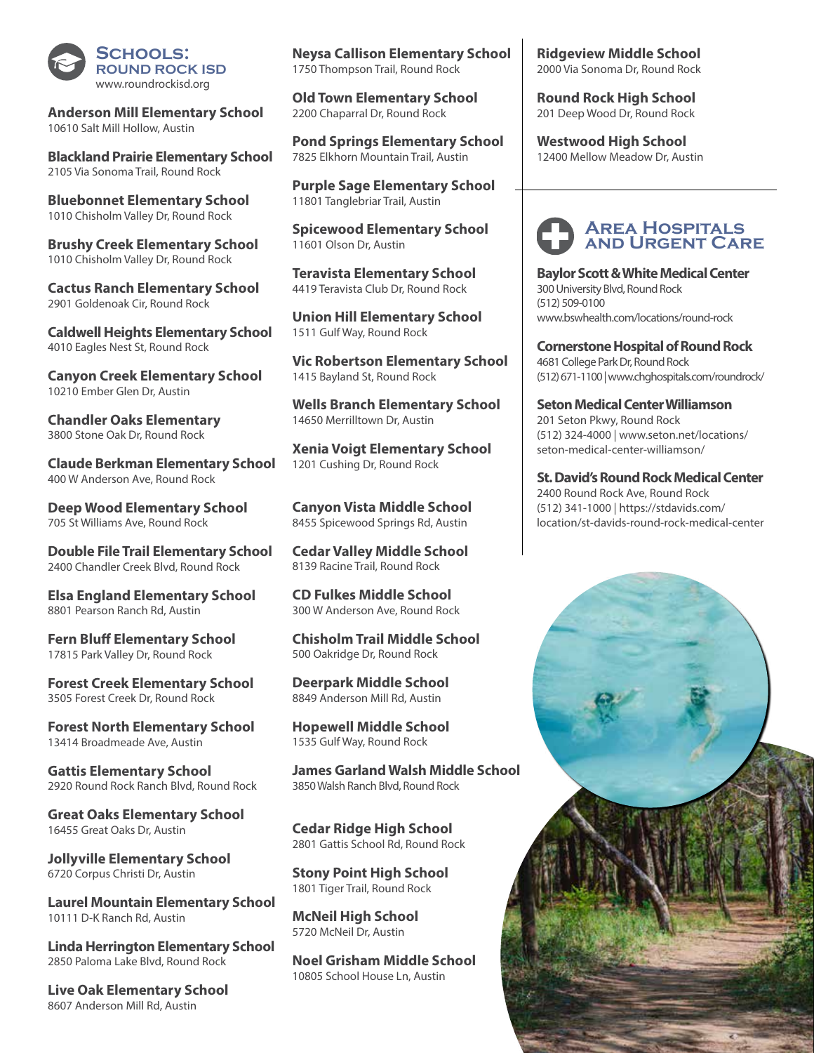## Schools: Round Rock ISD

www.roundrockisd.org

**Anderson Mill Elementary School**
10610 Salt Mill Hollow, Austin

**Blackland Prairie Elementary School**
2105 Via Sonoma Trail, Round Rock

**Bluebonnet Elementary School**
1010 Chisholm Valley Dr, Round Rock

**Brushy Creek Elementary School**
1010 Chisholm Valley Dr, Round Rock

**Cactus Ranch Elementary School**
2901 Goldenoak Cir, Round Rock

**Caldwell Heights Elementary School**
4010 Eagles Nest St, Round Rock

**Canyon Creek Elementary School**
10210 Ember Glen Dr, Austin

**Chandler Oaks Elementary**
3800 Stone Oak Dr, Round Rock

**Claude Berkman Elementary School**
400 W Anderson Ave, Round Rock

**Deep Wood Elementary School**
705 St Williams Ave, Round Rock

**Double File Trail Elementary School**
2400 Chandler Creek Blvd, Round Rock

**Elsa England Elementary School**
8801 Pearson Ranch Rd, Austin

**Fern Bluff Elementary School**
17815 Park Valley Dr, Round Rock

**Forest Creek Elementary School**
3505 Forest Creek Dr, Round Rock

**Forest North Elementary School**
13414 Broadmeade Ave, Austin

**Gattis Elementary School**
2920 Round Rock Ranch Blvd, Round Rock

**Great Oaks Elementary School**
16455 Great Oaks Dr, Austin

**Jollyville Elementary School**
6720 Corpus Christi Dr, Austin

**Laurel Mountain Elementary School**
10111 D-K Ranch Rd, Austin

**Linda Herrington Elementary School**
2850 Paloma Lake Blvd, Round Rock

**Live Oak Elementary School**
8607 Anderson Mill Rd, Austin

**Neysa Callison Elementary School**
1750 Thompson Trail, Round Rock

**Old Town Elementary School**
2200 Chaparral Dr, Round Rock

**Pond Springs Elementary School**
7825 Elkhorn Mountain Trail, Austin

**Purple Sage Elementary School**
11801 Tanglebriar Trail, Austin

**Spicewood Elementary School**
11601 Olson Dr, Austin

**Teravista Elementary School**
4419 Teravista Club Dr, Round Rock

**Union Hill Elementary School**
1511 Gulf Way, Round Rock

**Vic Robertson Elementary School**
1415 Bayland St, Round Rock

**Wells Branch Elementary School**
14650 Merrilltown Dr, Austin

**Xenia Voigt Elementary School**
1201 Cushing Dr, Round Rock

**Canyon Vista Middle School**
8455 Spicewood Springs Rd, Austin

**Cedar Valley Middle School**
8139 Racine Trail, Round Rock

**CD Fulkes Middle School**
300 W Anderson Ave, Round Rock

**Chisholm Trail Middle School**
500 Oakridge Dr, Round Rock

**Deerpark Middle School**
8849 Anderson Mill Rd, Austin

**Hopewell Middle School**
1535 Gulf Way, Round Rock

**James Garland Walsh Middle School**
3850 Walsh Ranch Blvd, Round Rock

**Cedar Ridge High School**
2801 Gattis School Rd, Round Rock

**Stony Point High School**
1801 Tiger Trail, Round Rock

**McNeil High School**
5720 McNeil Dr, Austin

**Noel Grisham Middle School**
10805 School House Ln, Austin

**Ridgeview Middle School**
2000 Via Sonoma Dr, Round Rock

**Round Rock High School**
201 Deep Wood Dr, Round Rock

**Westwood High School**
12400 Mellow Meadow Dr, Austin

## Area Hospitals and Urgent Care

**Baylor Scott & White Medical Center**
300 University Blvd, Round Rock
(512) 509-0100
www.bswhealth.com/locations/round-rock

**Cornerstone Hospital of Round Rock**
4681 College Park Dr, Round Rock
(512) 671-1100 | www.chghospitals.com/roundrock/

**Seton Medical Center Williamson**
201 Seton Pkwy, Round Rock
(512) 324-4000 | www.seton.net/locations/seton-medical-center-williamson/

**St. David's Round Rock Medical Center**
2400 Round Rock Ave, Round Rock
(512) 341-1000 | https://stdavids.com/location/st-davids-round-rock-medical-center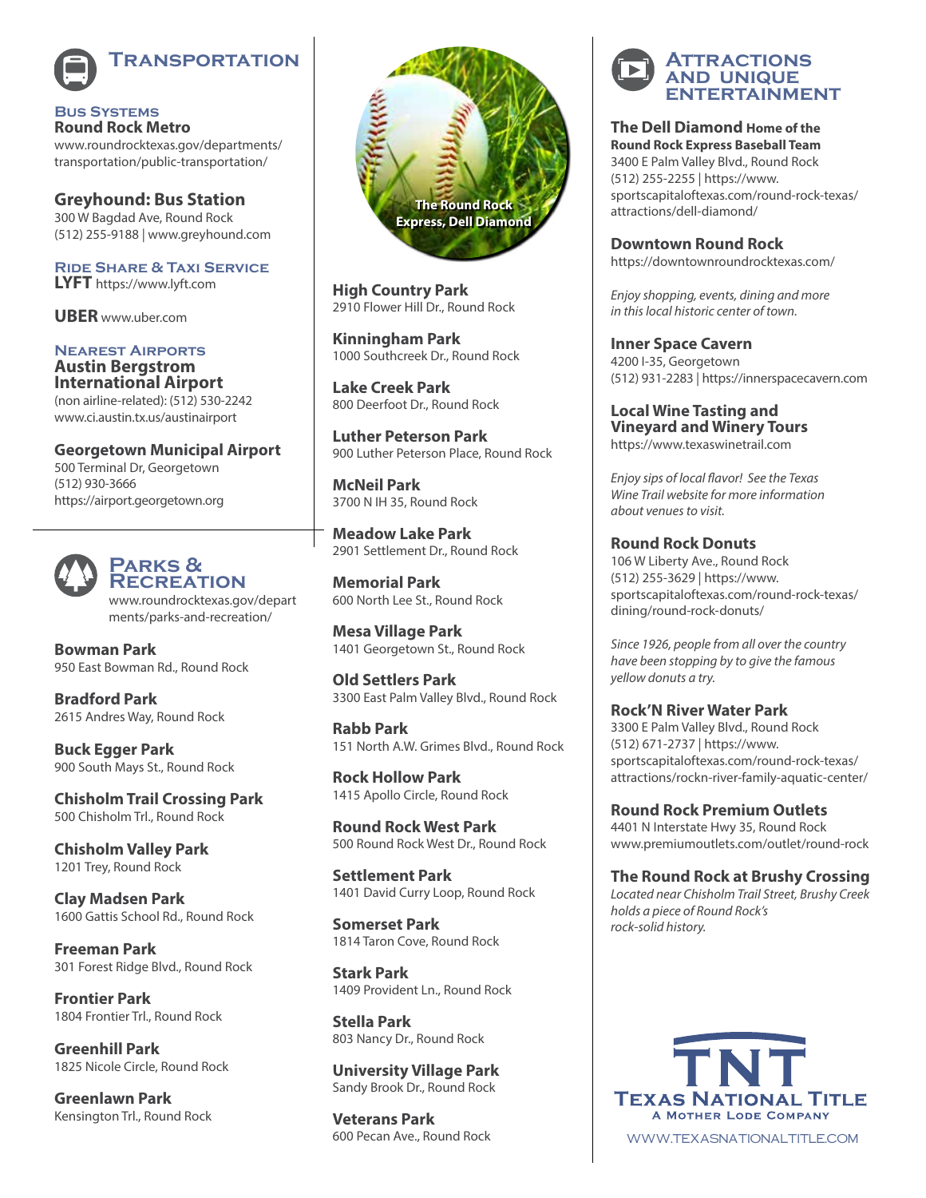# Transportation

## Bus Systems

**Round Rock Metro**
www.roundrocktexas.gov/departments/transportation/public-transportation/

**Greyhound: Bus Station**
300 W Bagdad Ave, Round Rock
(512) 255-9188 | www.greyhound.com

## Ride Share & Taxi Service

**LYFT** https://www.lyft.com

**UBER** www.uber.com

## Nearest Airports

**Austin Bergstrom International Airport**
(non airline-related): (512) 530-2242
www.ci.austin.tx.us/austinairport

**Georgetown Municipal Airport**
500 Terminal Dr, Georgetown
(512) 930-3666
https://airport.georgetown.org

# Parks & Recreation

www.roundrocktexas.gov/departments/parks-and-recreation/

**Bowman Park**
950 East Bowman Rd., Round Rock

**Bradford Park**
2615 Andres Way, Round Rock

**Buck Egger Park**
900 South Mays St., Round Rock

**Chisholm Trail Crossing Park**
500 Chisholm Trl., Round Rock

**Chisholm Valley Park**
1201 Trey, Round Rock

**Clay Madsen Park**
1600 Gattis School Rd., Round Rock

**Freeman Park**
301 Forest Ridge Blvd., Round Rock

**Frontier Park**
1804 Frontier Trl., Round Rock

**Greenhill Park**
1825 Nicole Circle, Round Rock

**Greenlawn Park**
Kensington Trl., Round Rock

The Round Rock Express, Dell Diamond

**High Country Park**
2910 Flower Hill Dr., Round Rock

**Kinningham Park**
1000 Southcreek Dr., Round Rock

**Lake Creek Park**
800 Deerfoot Dr., Round Rock

**Luther Peterson Park**
900 Luther Peterson Place, Round Rock

**McNeil Park**
3700 N IH 35, Round Rock

**Meadow Lake Park**
2901 Settlement Dr., Round Rock

**Memorial Park**
600 North Lee St., Round Rock

**Mesa Village Park**
1401 Georgetown St., Round Rock

**Old Settlers Park**
3300 East Palm Valley Blvd., Round Rock

**Rabb Park**
151 North A.W. Grimes Blvd., Round Rock

**Rock Hollow Park**
1415 Apollo Circle, Round Rock

**Round Rock West Park**
500 Round Rock West Dr., Round Rock

**Settlement Park**
1401 David Curry Loop, Round Rock

**Somerset Park**
1814 Taron Cove, Round Rock

**Stark Park**
1409 Provident Ln., Round Rock

**Stella Park**
803 Nancy Dr., Round Rock

**University Village Park**
Sandy Brook Dr., Round Rock

**Veterans Park**
600 Pecan Ave., Round Rock

# Attractions and Unique Entertainment

**The Dell Diamond Home of the Round Rock Express Baseball Team**
3400 E Palm Valley Blvd., Round Rock
(512) 255-2255 | https://www.sportscapitaloftexas.com/round-rock-texas/attractions/dell-diamond/

**Downtown Round Rock**
https://downtownroundrocktexas.com/

*Enjoy shopping, events, dining and more in this local historic center of town.*

**Inner Space Cavern**
4200 I-35, Georgetown
(512) 931-2283 | https://innerspacecavern.com

**Local Wine Tasting and Vineyard and Winery Tours**
https://www.texaswinetrail.com

*Enjoy sips of local flavor! See the Texas Wine Trail website for more information about venues to visit.*

**Round Rock Donuts**
106 W Liberty Ave., Round Rock
(512) 255-3629 | https://www.sportscapitaloftexas.com/round-rock-texas/dining/round-rock-donuts/

*Since 1926, people from all over the country have been stopping by to give the famous yellow donuts a try.*

**Rock'N River Water Park**
3300 E Palm Valley Blvd., Round Rock
(512) 671-2737 | https://www.sportscapitaloftexas.com/round-rock-texas/attractions/rockn-river-family-aquatic-center/

**Round Rock Premium Outlets**
4401 N Interstate Hwy 35, Round Rock
www.premiumoutlets.com/outlet/round-rock

**The Round Rock at Brushy Crossing**
*Located near Chisholm Trail Street, Brushy Creek holds a piece of Round Rock's rock-solid history.*

TNT
Texas National Title
A Mother Lode Company
WWW.TEXASNATIONALTITLE.COM